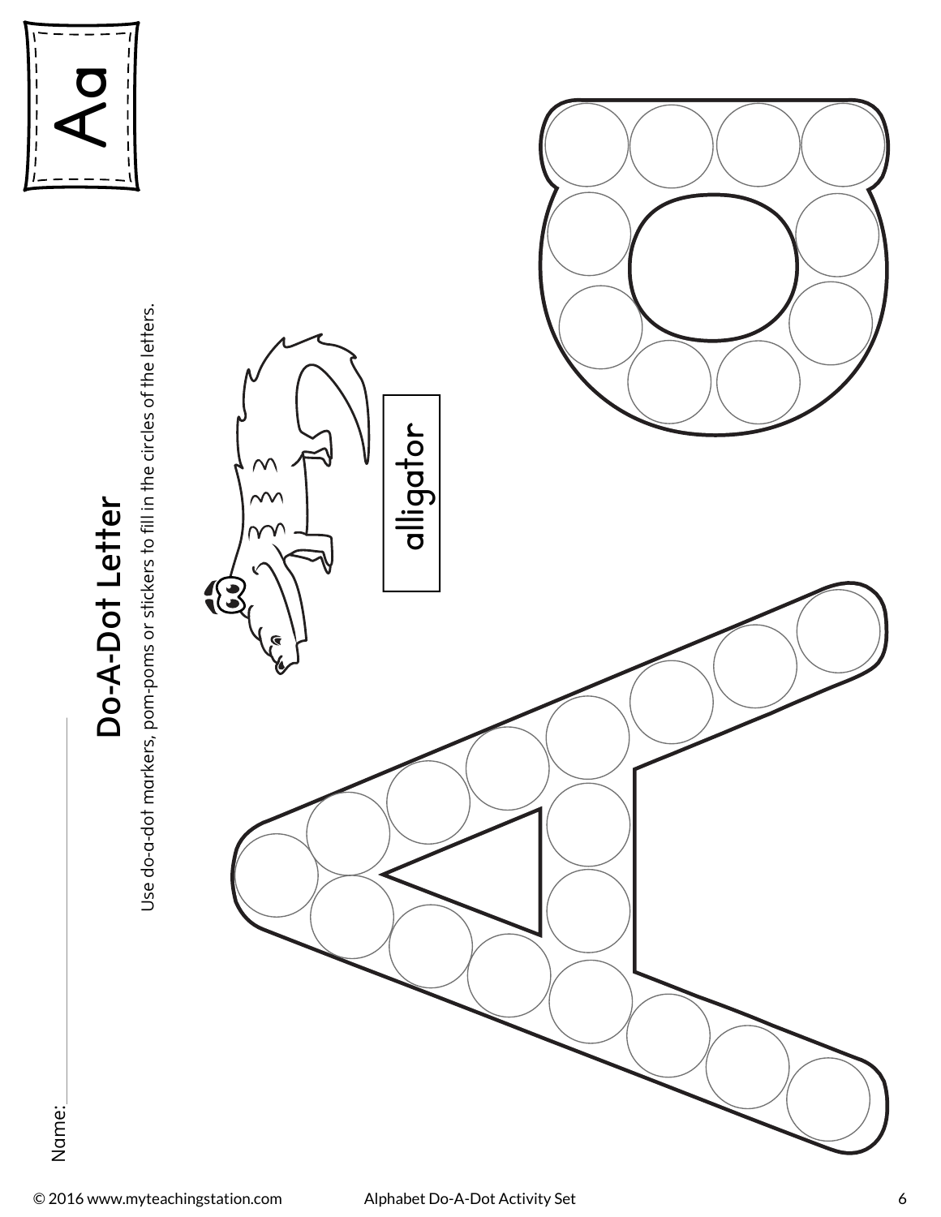Aa

Name: \_\_\_\_\_\_\_\_\_\_\_\_\_\_\_\_\_\_

## Do-A-Dot Letter

Use do-a-dot markers, pom-poms or stickers to fill in the circles of the letters.

alligator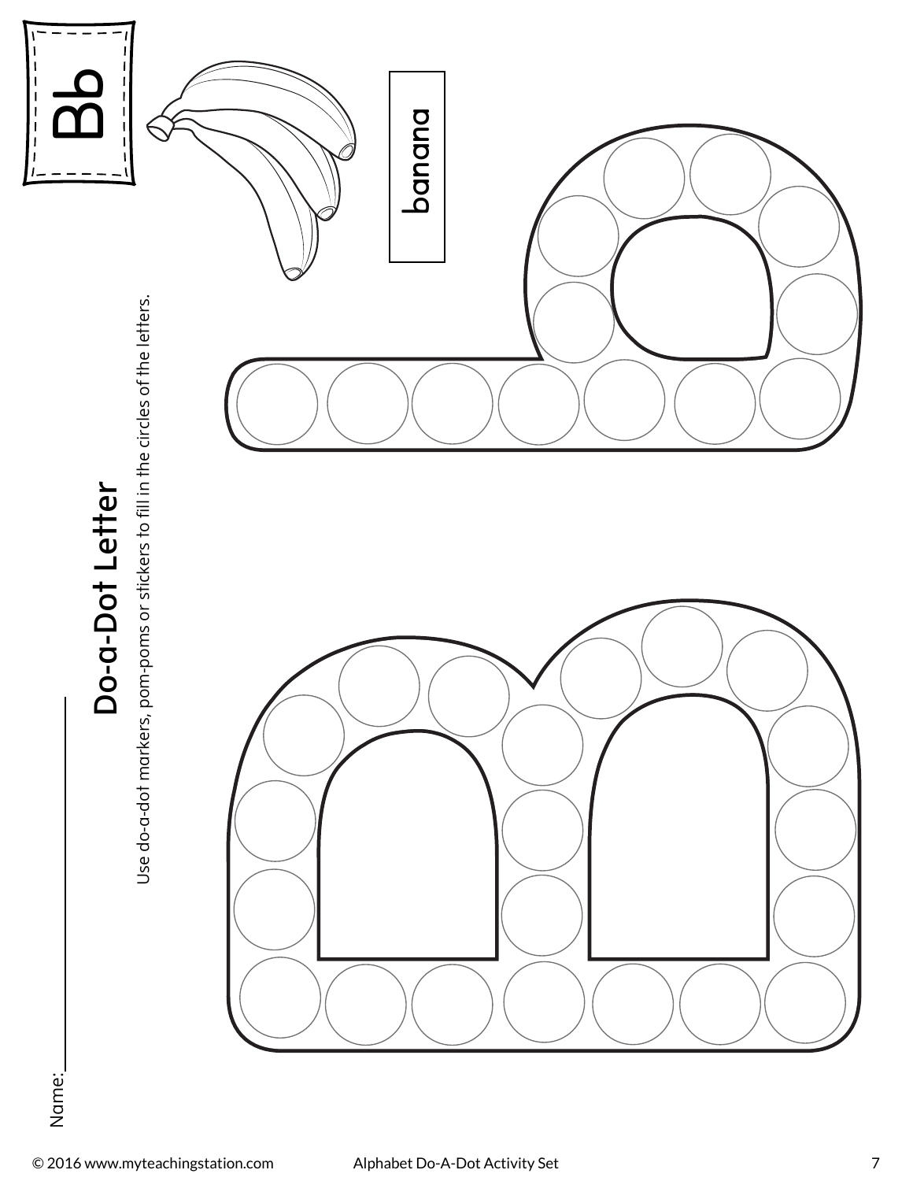Bb

banana

# Do-a-Dot Letter

Use do-a-dot markers, pom-poms or stickers to fill in the circles of the letters.

Name:\_\_\_\_\_\_\_\_\_\_\_\_\_\_\_\_\_\_\_\_

© 2016 www.myteachingstation.com Alphabet Do-A-Dot Activity Set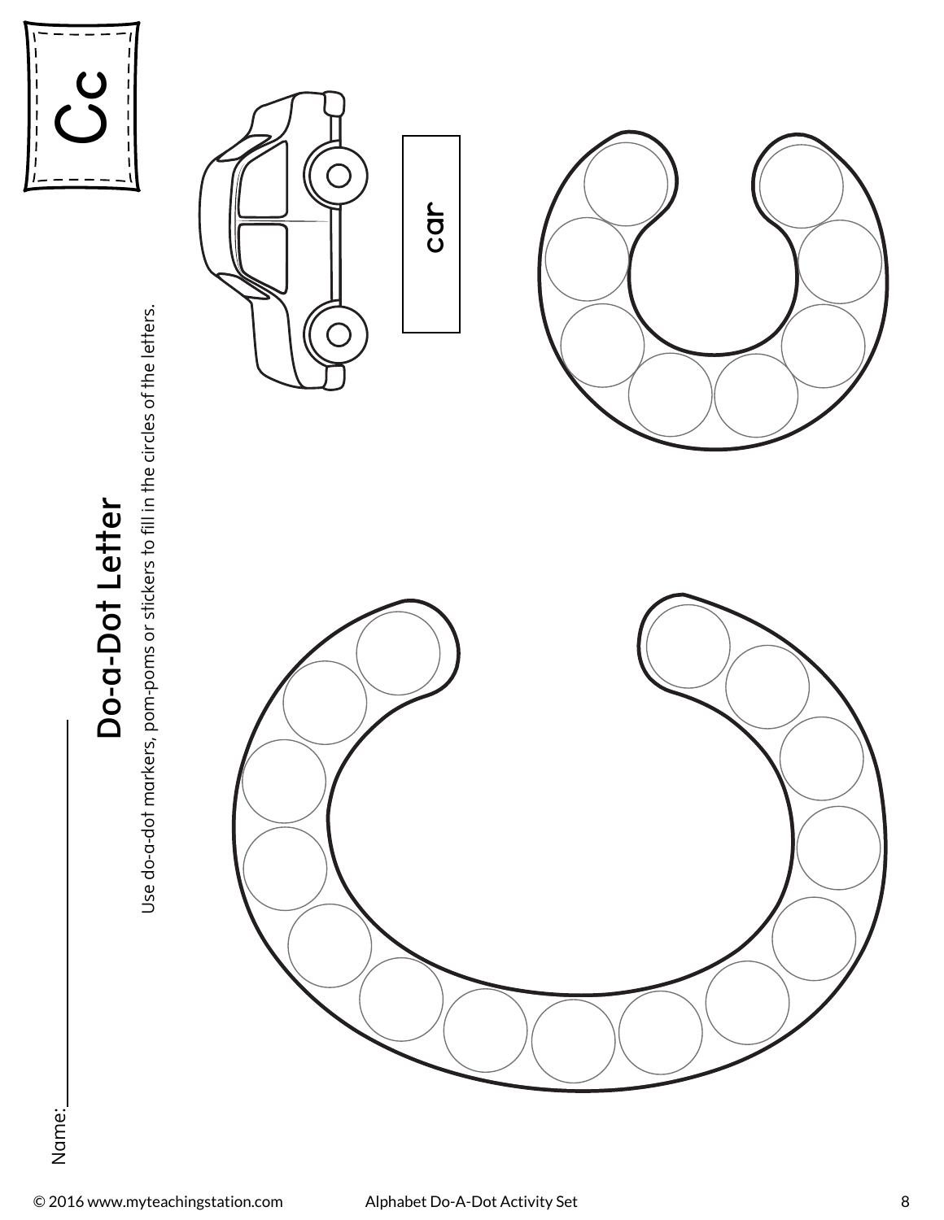Cc

Name:\_\_\_\_\_\_\_\_\_\_\_\_

## Do-a-Dot Letter

Use do-a-dot markers, pom-poms or stickers to fill in the circles of the letters.

car

© 2016 www.myteachingstation.com Alphabet Do-A-Dot Activity Set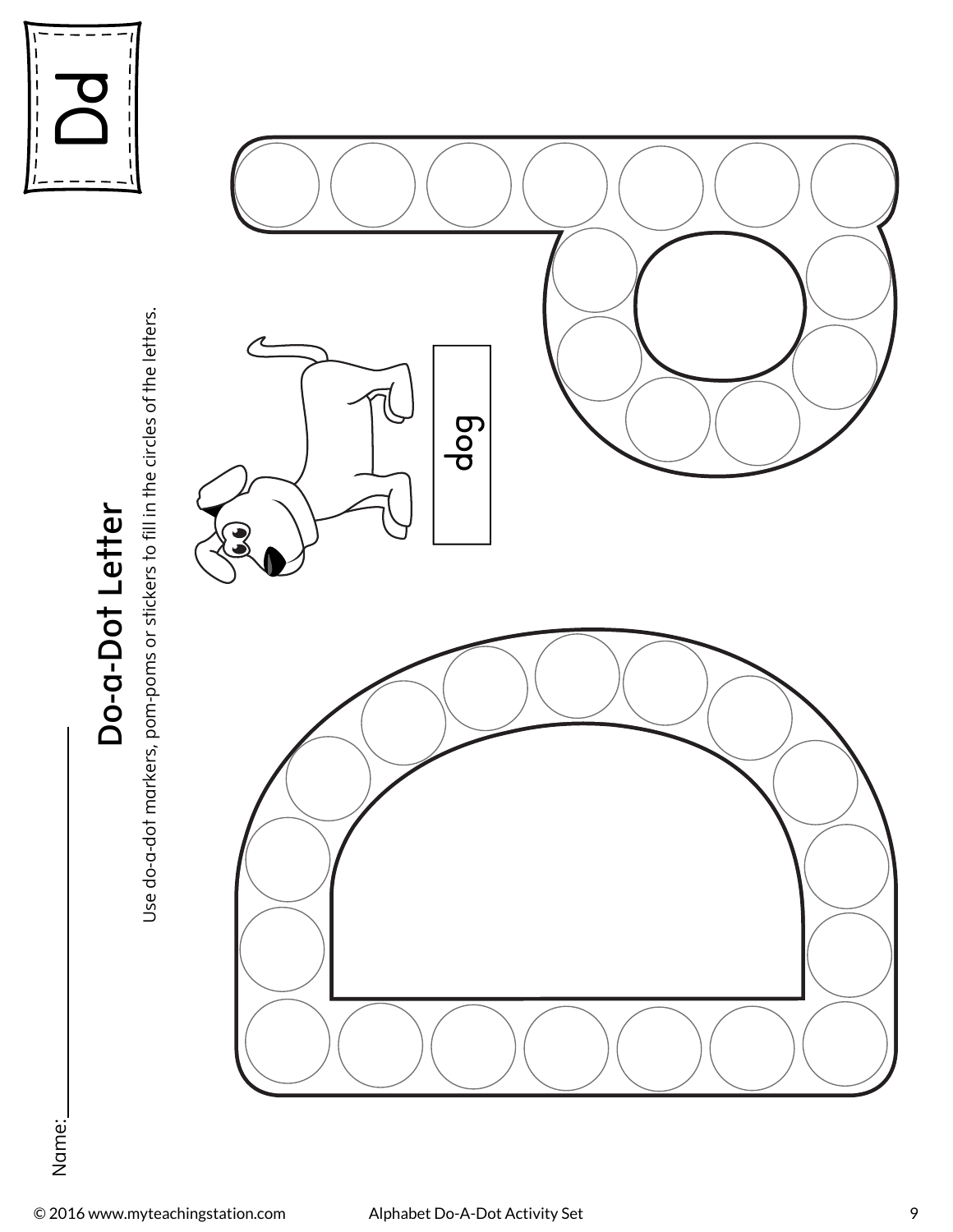# Dd

Name:\_\_\_\_\_\_\_\_\_\_\_\_\_\_\_\_\_\_\_\_

## Do-a-Dot Letter

Use do-a-dot markers, pom-poms or stickers to fill in the circles of the letters.

dog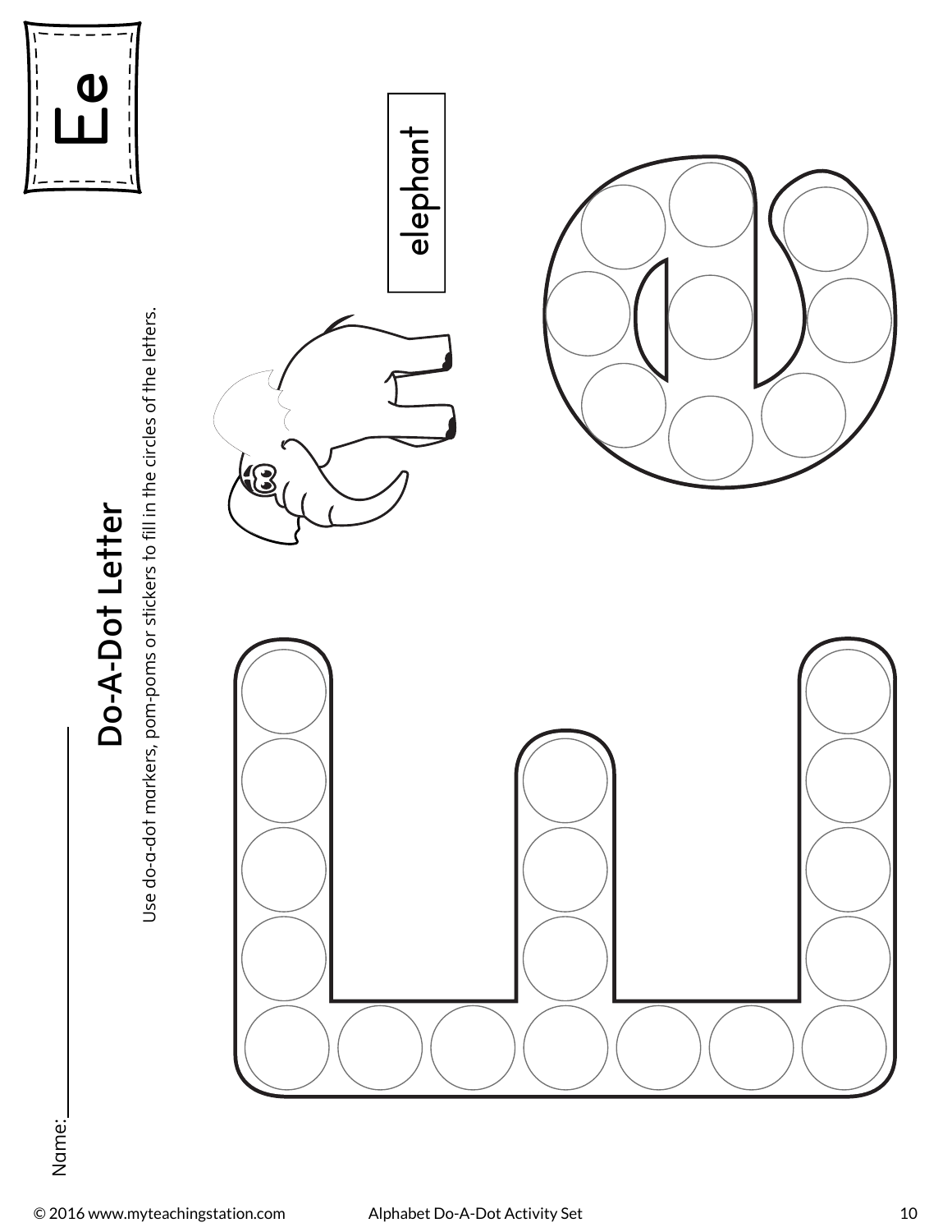Ee

Name:\_\_\_\_\_\_\_\_\_\_\_\_\_\_\_\_\_\_

# Do-A-Dot Letter

Use do-a-dot markers, pom-poms or stickers to fill in the circles of the letters.

elephant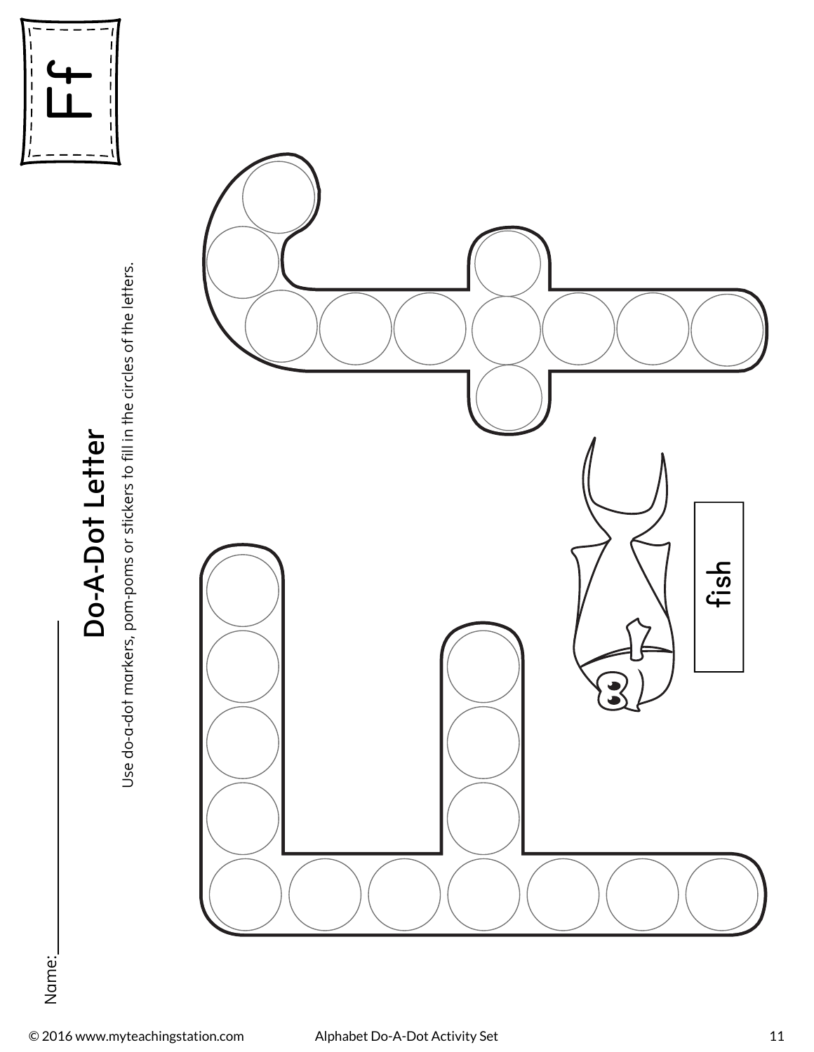# Ff

## Do-A-Dot Letter

Use do-a-dot markers, pom-poms or stickers to fill in the circles of the letters.

Name:\_\_\_\_\_\_\_\_\_\_\_\_\_\_

fish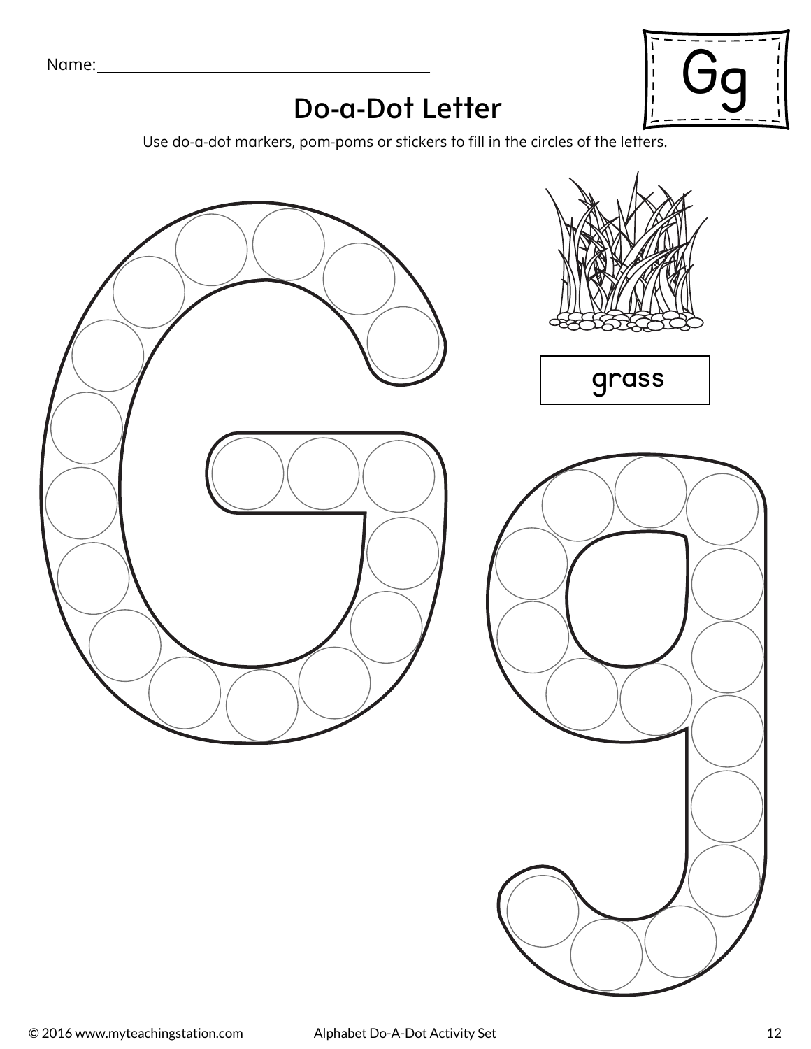Name:________________________________

Gg

## Do-a-Dot Letter

Use do-a-dot markers, pom-poms or stickers to fill in the circles of the letters.

grass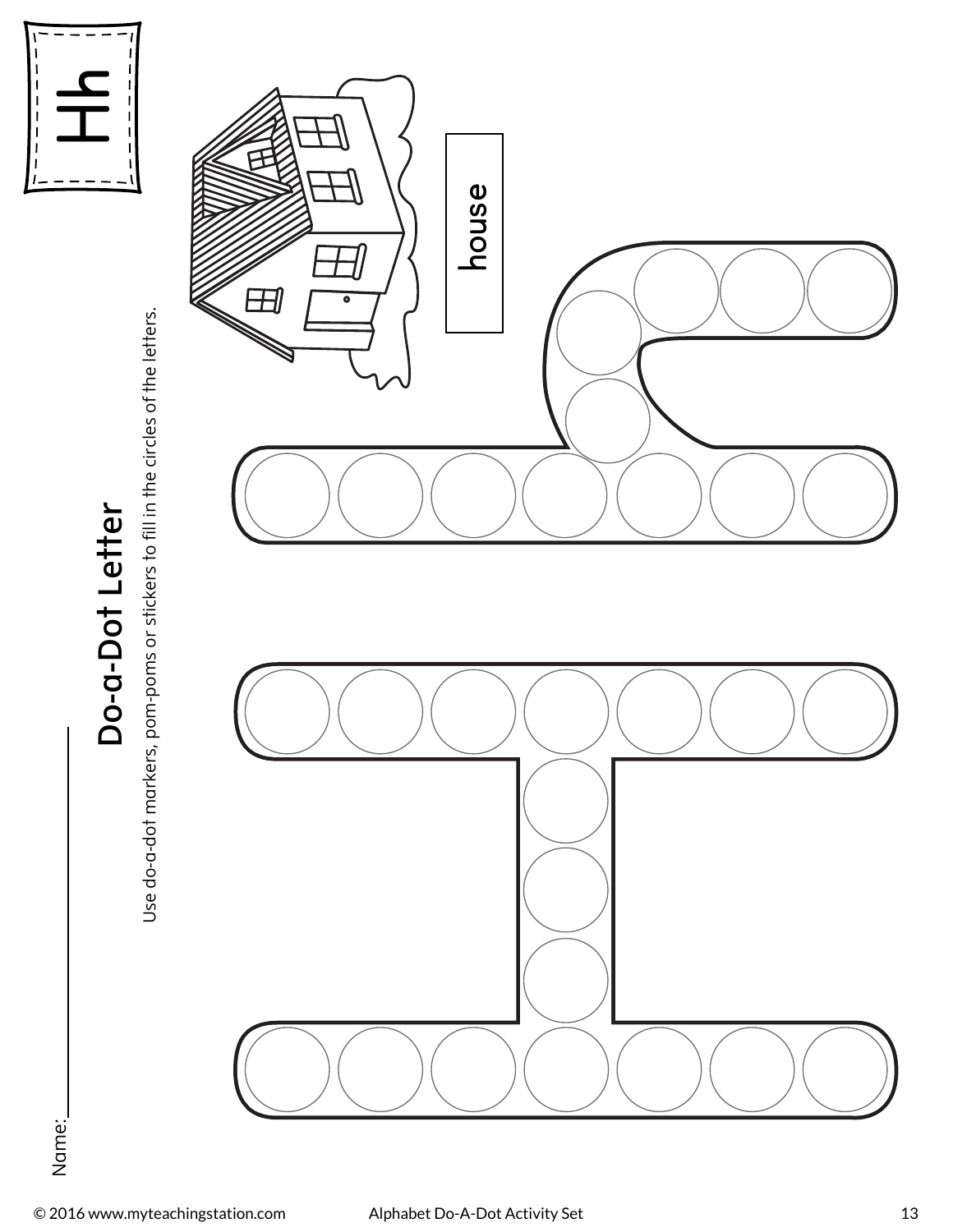# Hh

house

## Do-a-Dot Letter

Use do-a-dot markers, pom-poms or stickers to fill in the circles of the letters.

Name:\_\_\_\_\_\_\_\_\_\_\_\_\_\_\_\_\_\_\_\_

© 2016 www.myteachingstation.com Alphabet Do-A-Dot Activity Set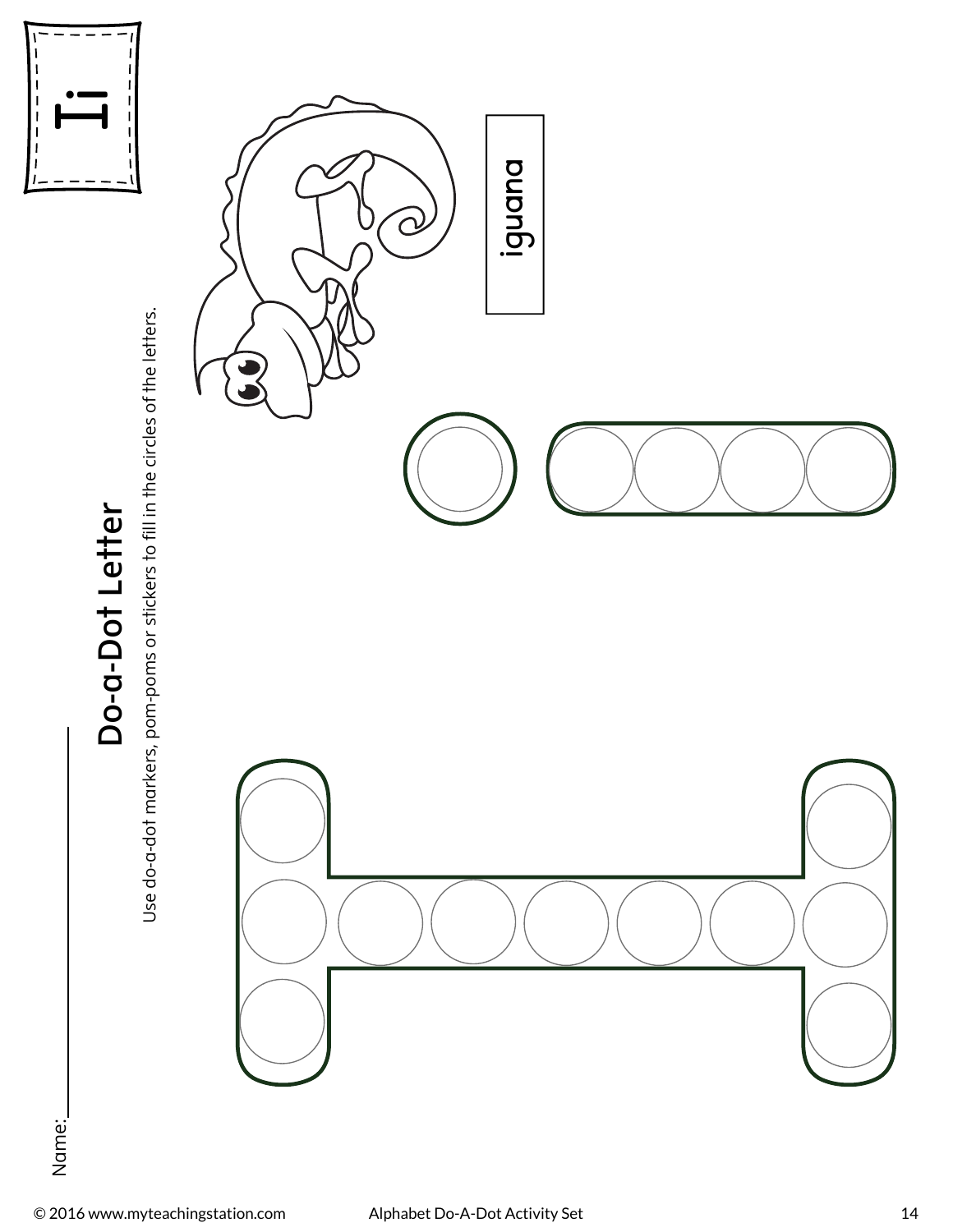Ii

Name:

## Do-a-Dot Letter

Use do-a-dot markers, pom-poms or stickers to fill in the circles of the letters.

iguana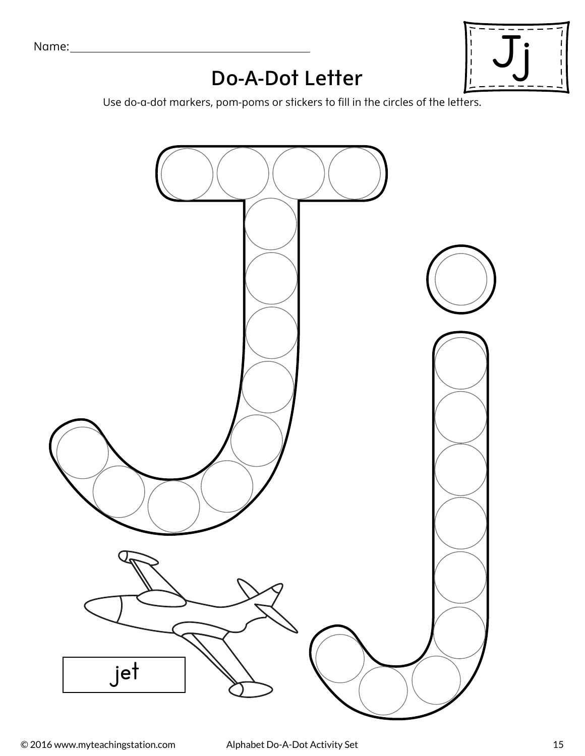Name: ________________________________

Jj

## Do-A-Dot Letter

Use do-a-dot markers, pom-poms or stickers to fill in the circles of the letters.

jet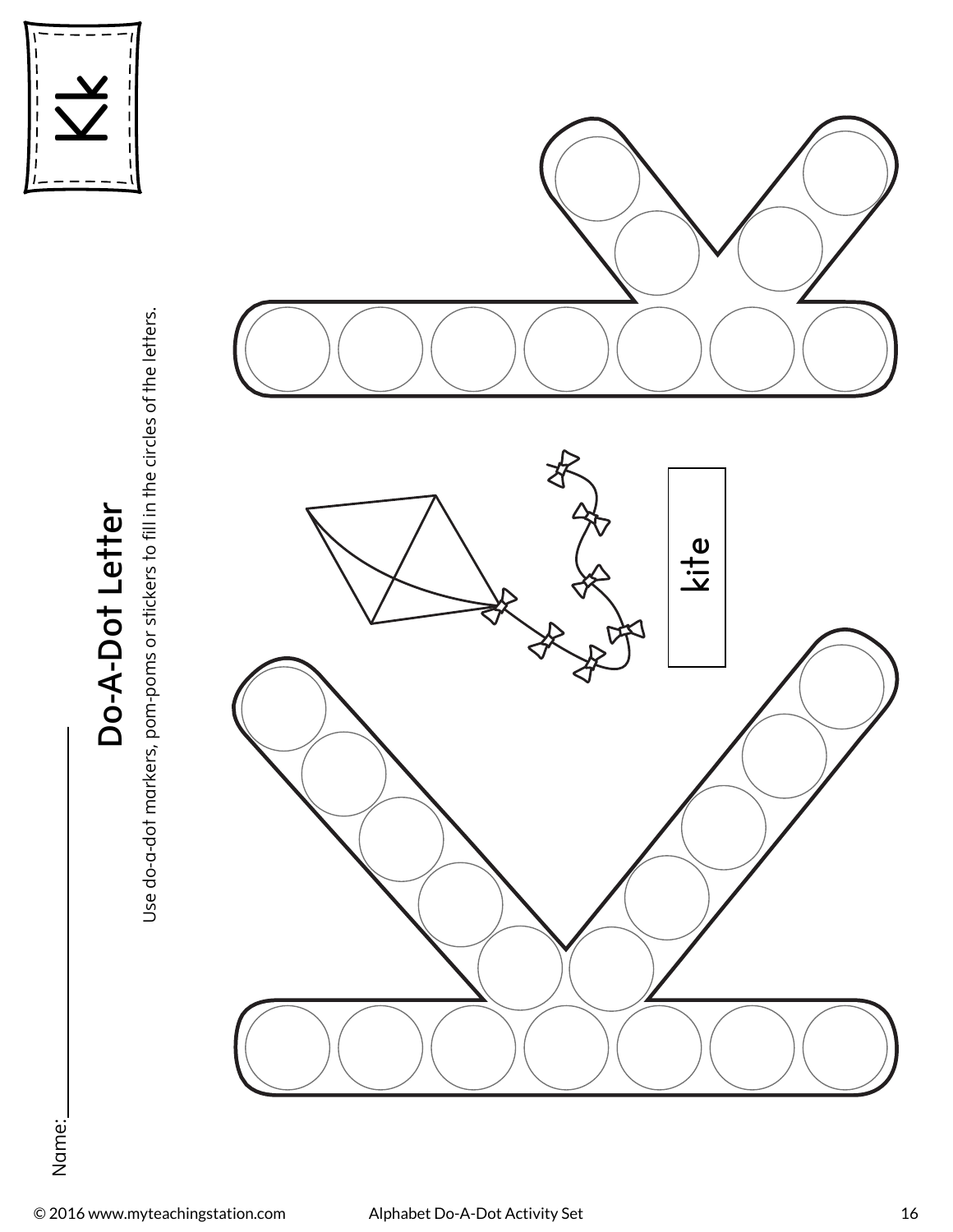Kk

# Do-A-Dot Letter

Use do-a-dot markers, pom-poms or stickers to fill in the circles of the letters.

Name:_______________

kite

© 2016 www.myteachingstation.com Alphabet Do-A-Dot Activity Set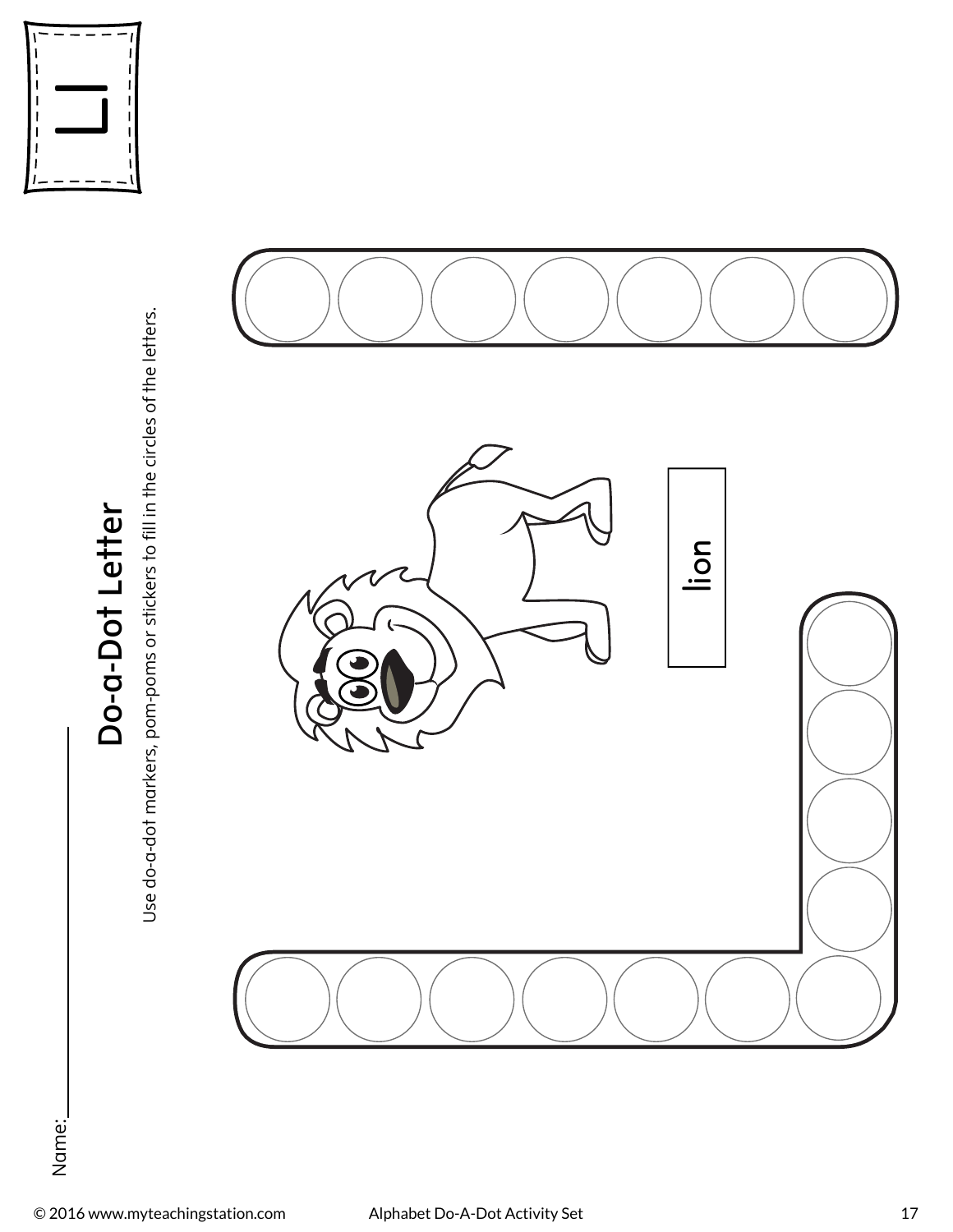Ll

Name:________________

# Do-a-Dot Letter

Use do-a-dot markers, pom-poms or stickers to fill in the circles of the letters.

lion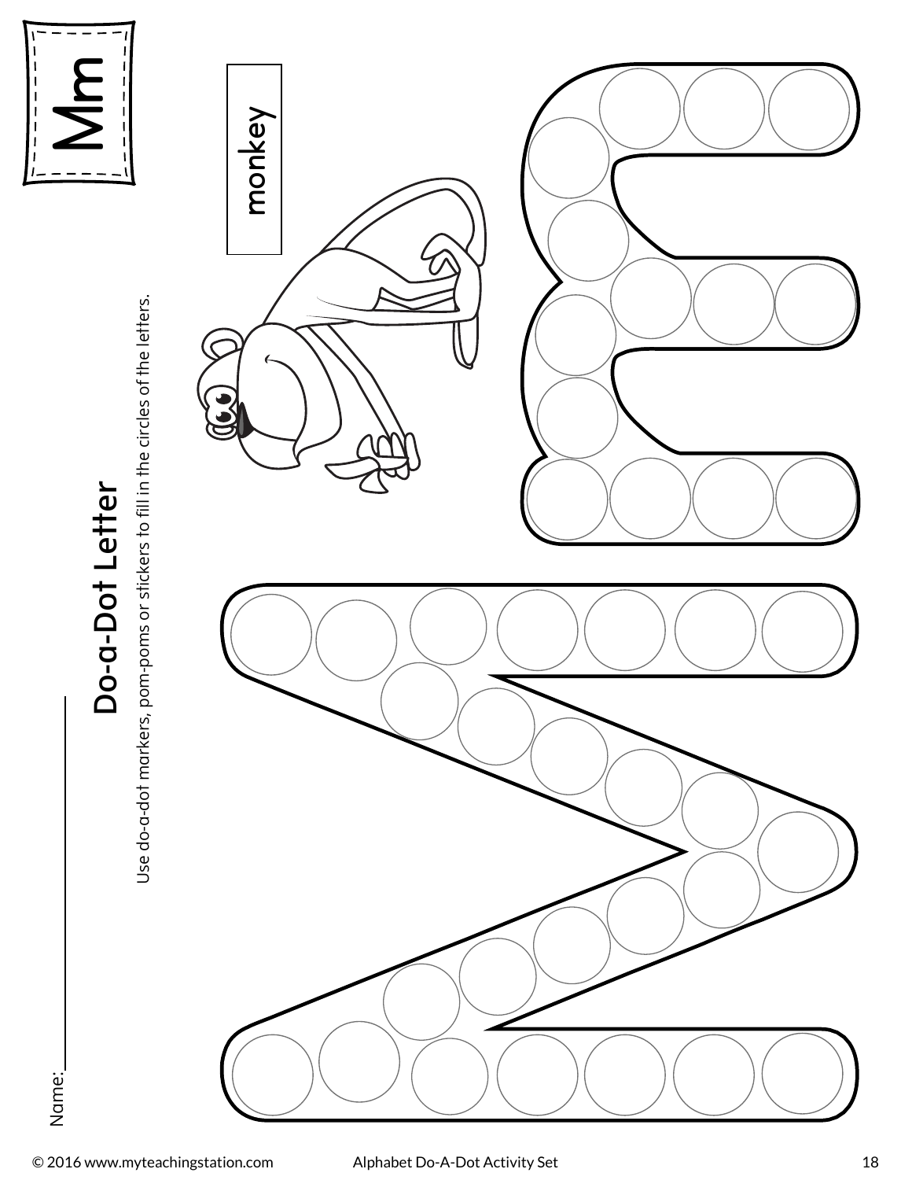Name:\_\_\_\_\_\_\_\_\_\_\_\_\_\_\_\_

# Do-a-Dot Letter

Use do-a-dot markers, pom-poms or stickers to fill in the circles of the letters.

Mm

monkey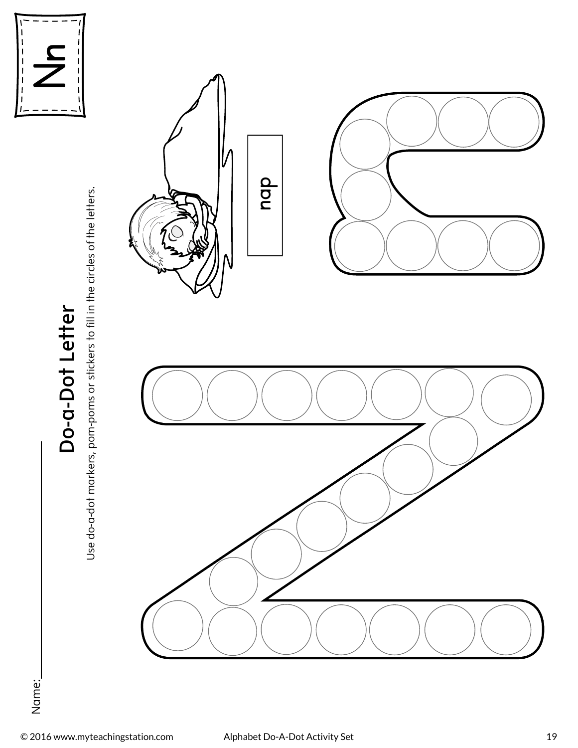# Nn

Name:\_\_\_\_\_\_\_\_\_\_\_\_\_\_\_\_

## Do-a-Dot Letter

Use do-a-dot markers, pom-poms or stickers to fill in the circles of the letters.

nap

© 2016 www.myteachingstation.com Alphabet Do-A-Dot Activity Set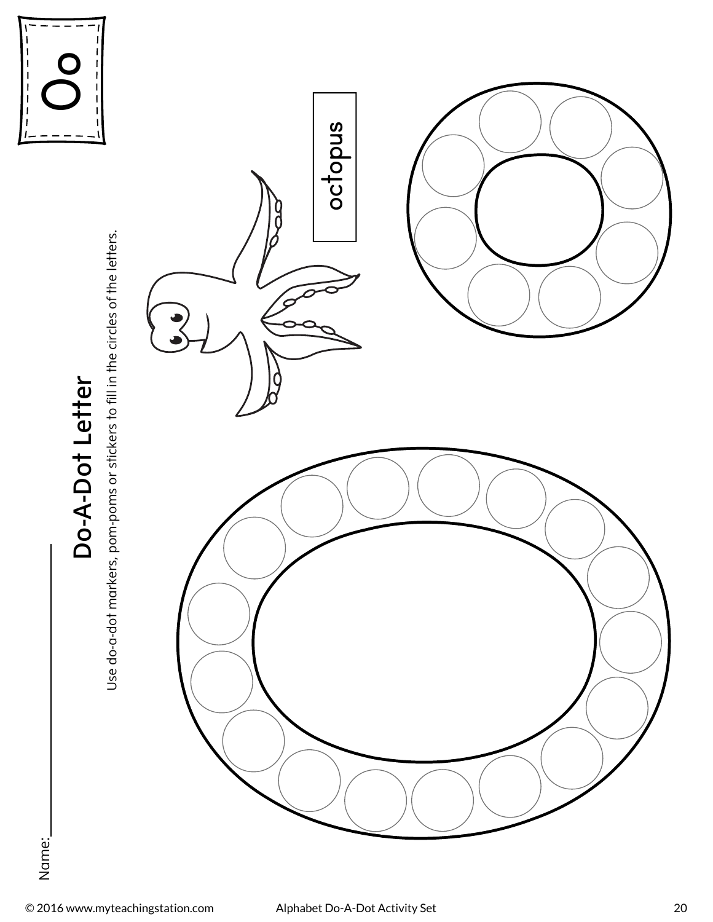# Oo

Name:\_\_\_\_\_\_\_\_\_\_\_\_\_\_\_\_\_\_\_\_

## Do-A-Dot Letter

Use do-a-dot markers, pom-poms or stickers to fill in the circles of the letters.

octopus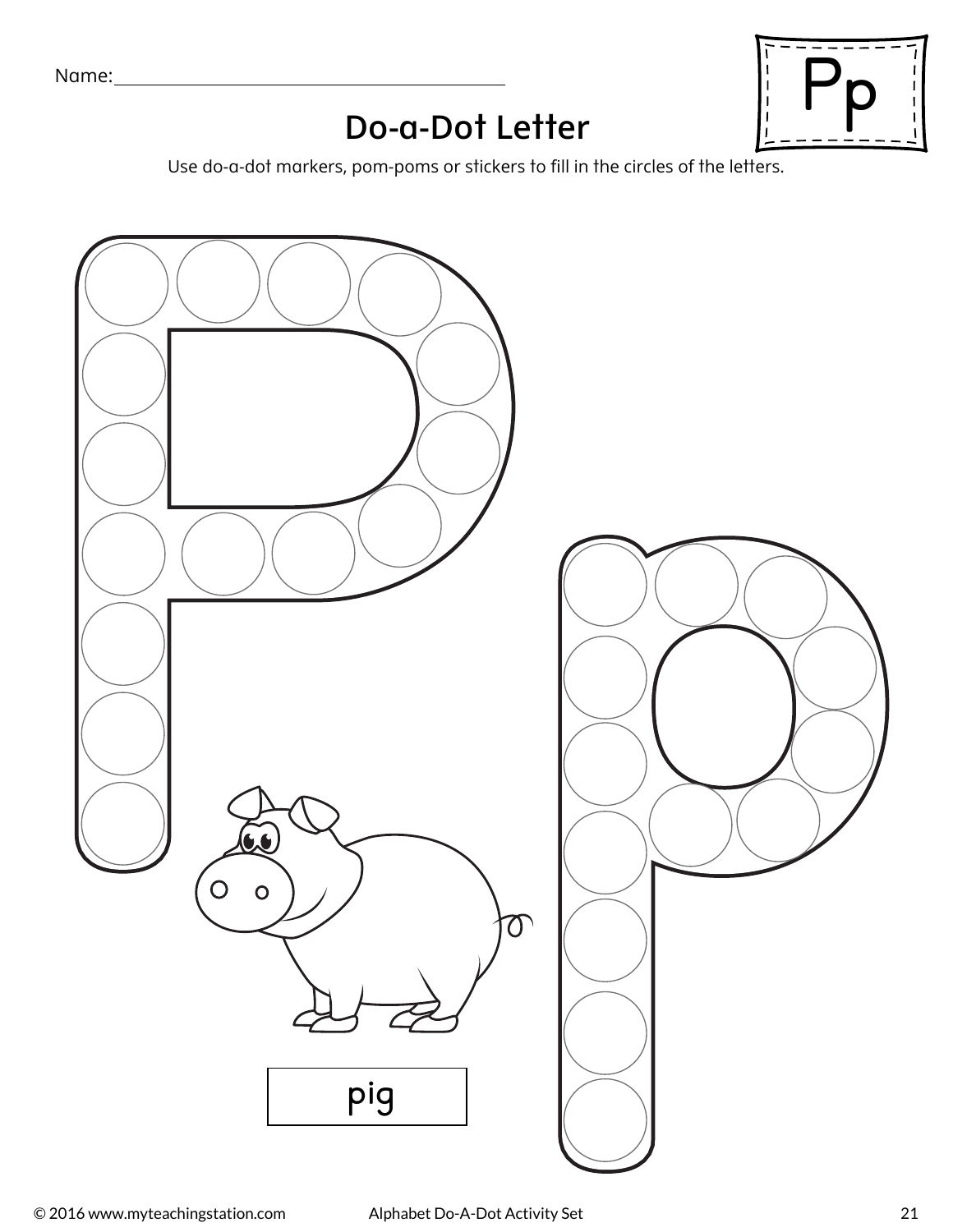Name: ______________________________

Pp

## Do-a-Dot Letter

Use do-a-dot markers, pom-poms or stickers to fill in the circles of the letters.

pig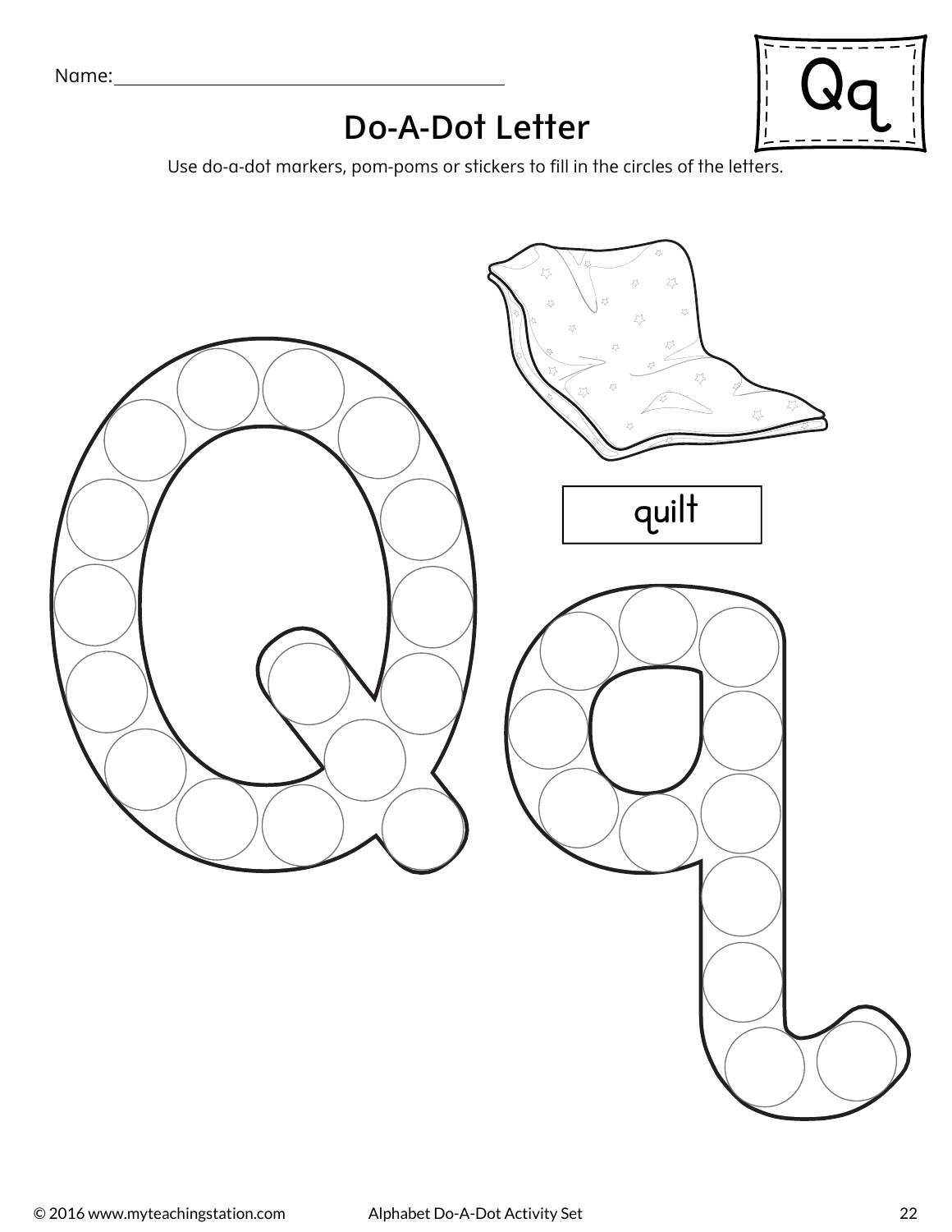Name:

# Qq

## Do-A-Dot Letter

Use do-a-dot markers, pom-poms or stickers to fill in the circles of the letters.

quilt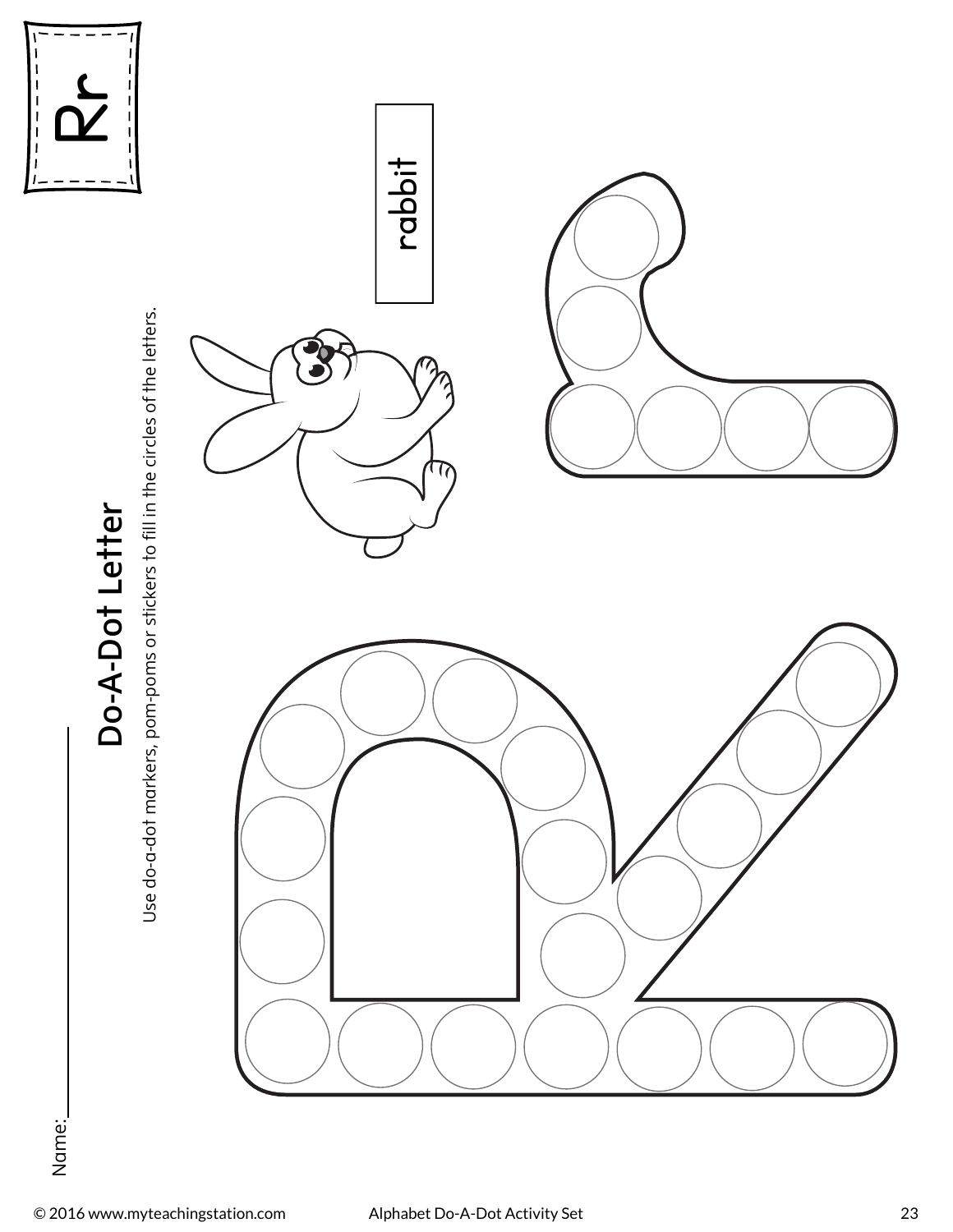# Rr

## Do-A-Dot Letter

Use do-a-dot markers, pom-poms or stickers to fill in the circles of the letters.

Name:\_\_\_\_\_\_\_\_\_\_\_\_\_\_\_\_

rabbit

© 2016 www.myteachingstation.com Alphabet Do-A-Dot Activity Set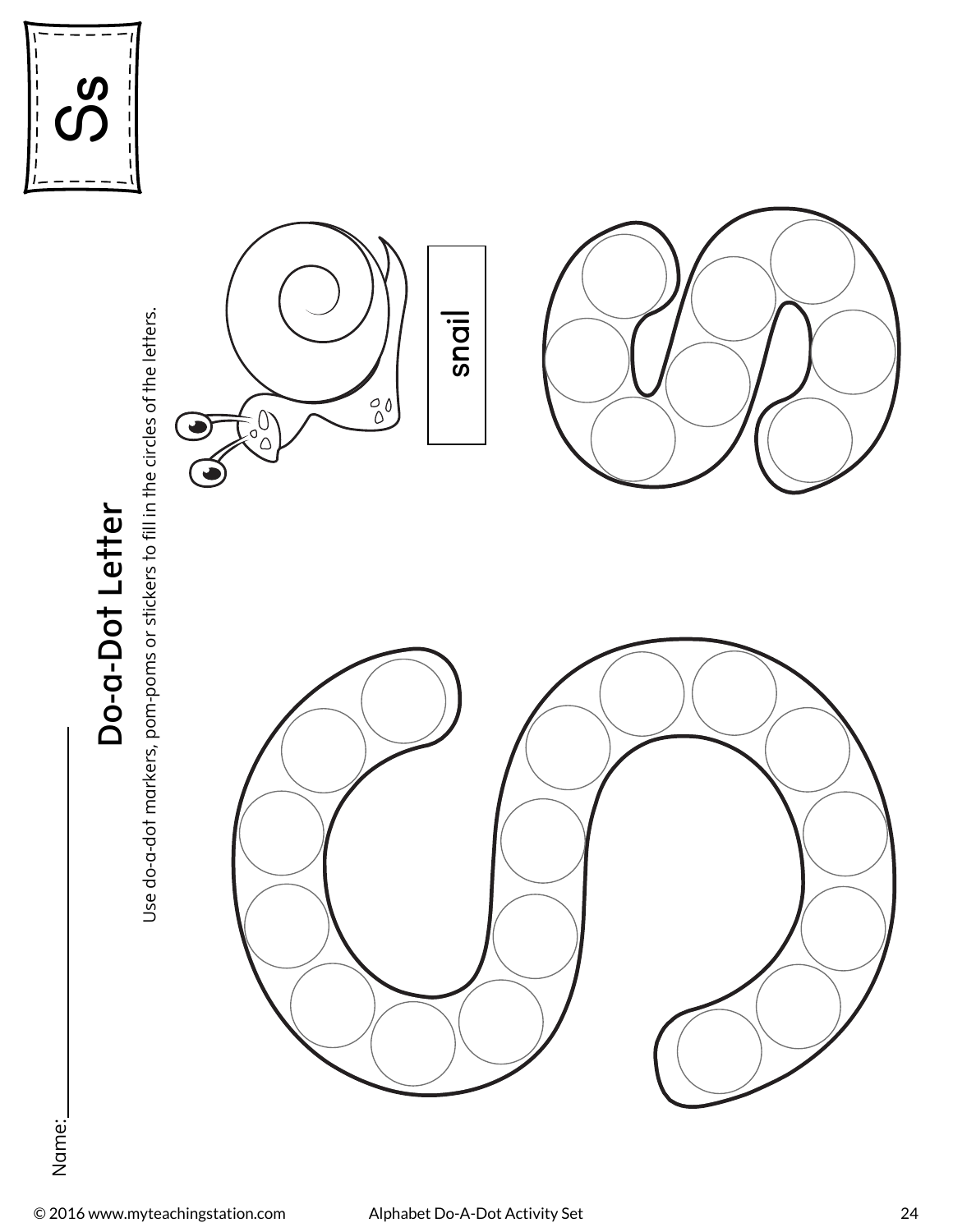Ss

Name:

# Do-a-Dot Letter

Use do-a-dot markers, pom-poms or stickers to fill in the circles of the letters.

snail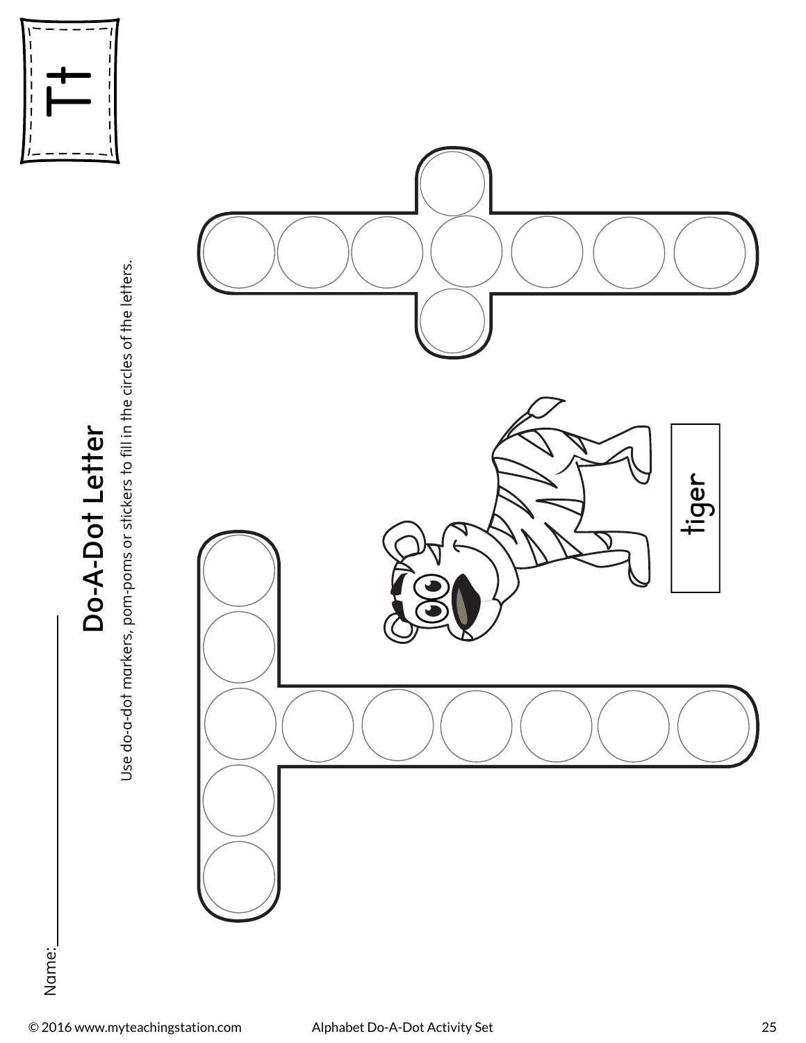Name:

# Do-A-Dot Letter

Use do-a-dot markers, pom-poms or stickers to fill in the circles of the letters.

Tt

tiger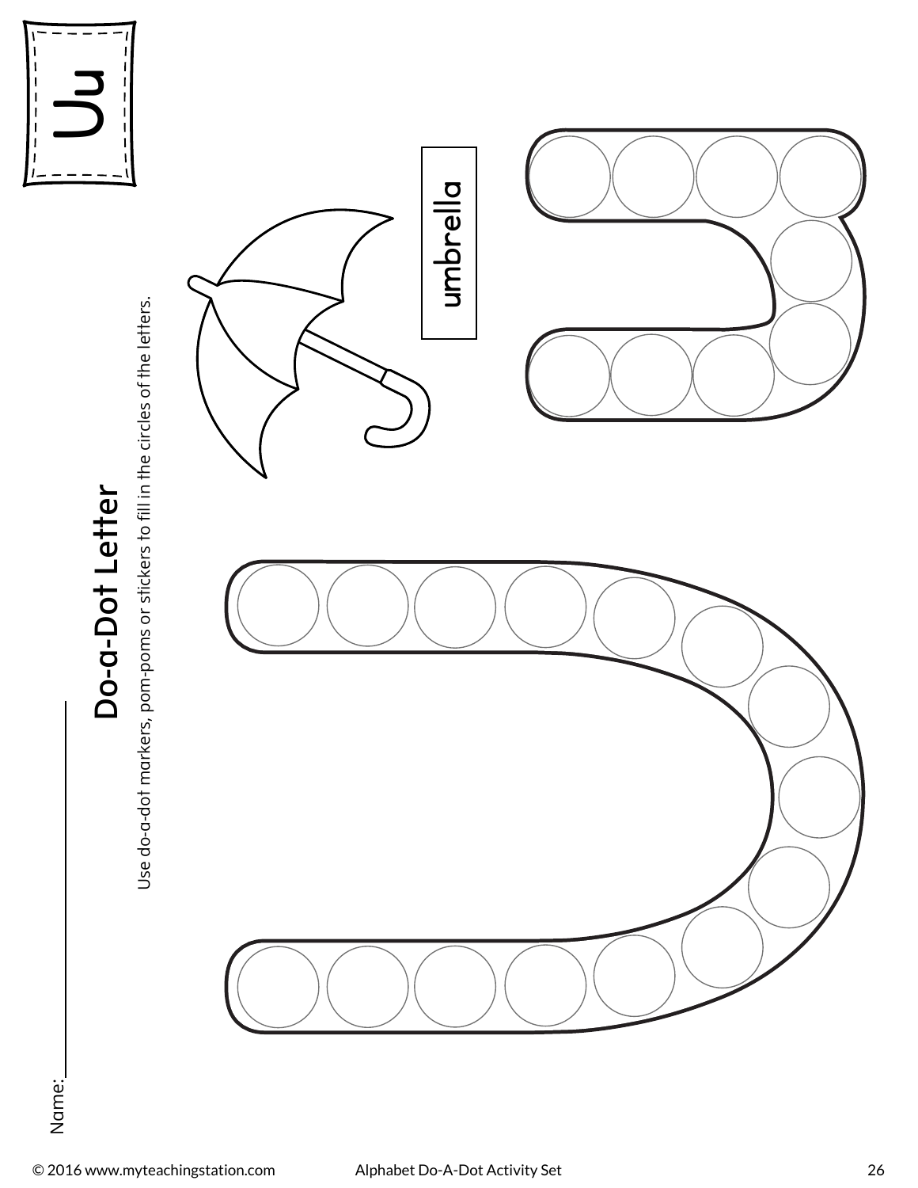# Uu

Name:\_\_\_\_\_\_\_\_\_\_\_\_\_\_\_\_\_\_\_\_

## Do-a-Dot Letter

Use do-a-dot markers, pom-poms or stickers to fill in the circles of the letters.

umbrella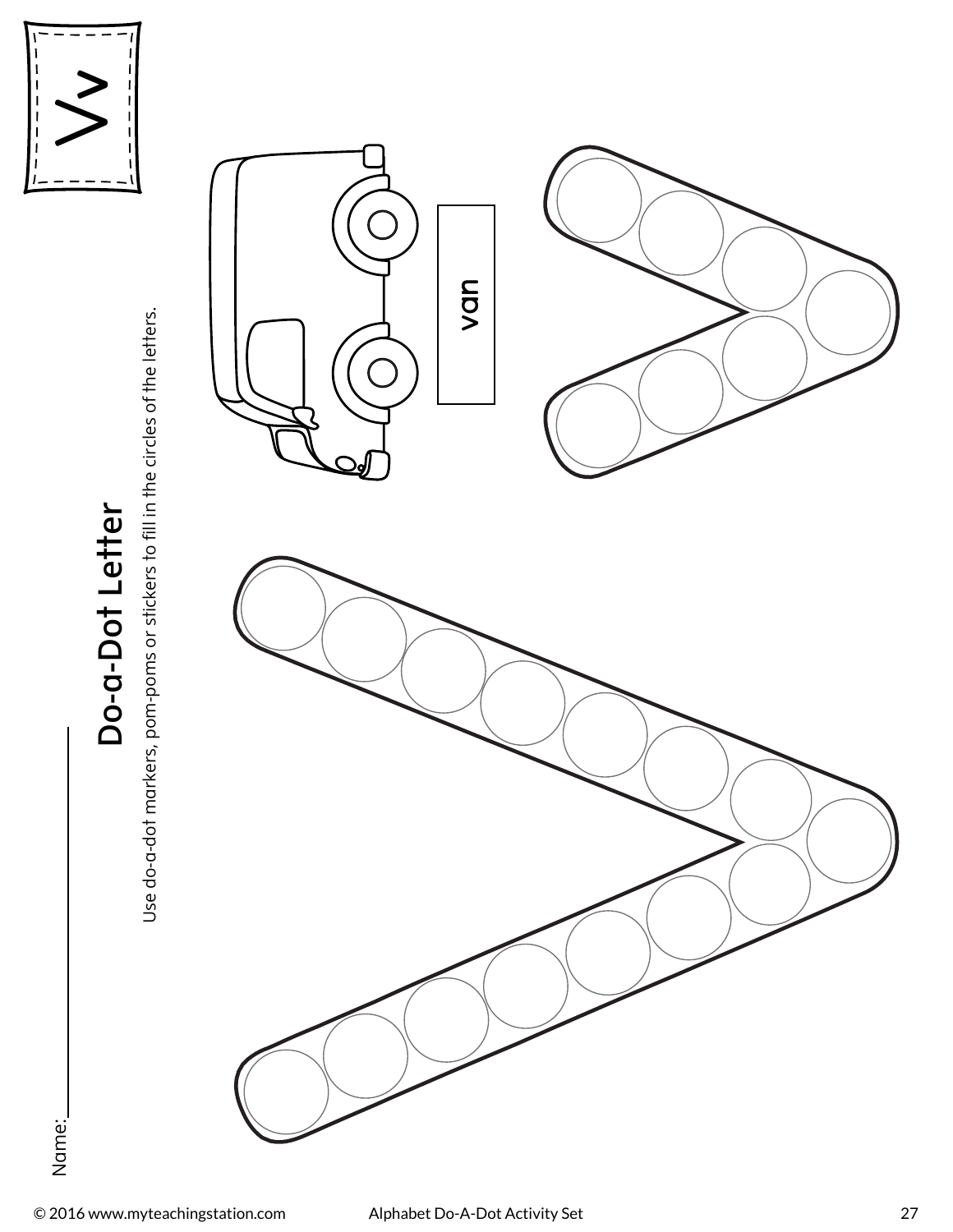Vv

Name:\_\_\_\_\_\_\_\_\_\_\_\_\_\_\_\_

# Do-a-Dot Letter

Use do-a-dot markers, pom-poms or stickers to fill in the circles of the letters.

van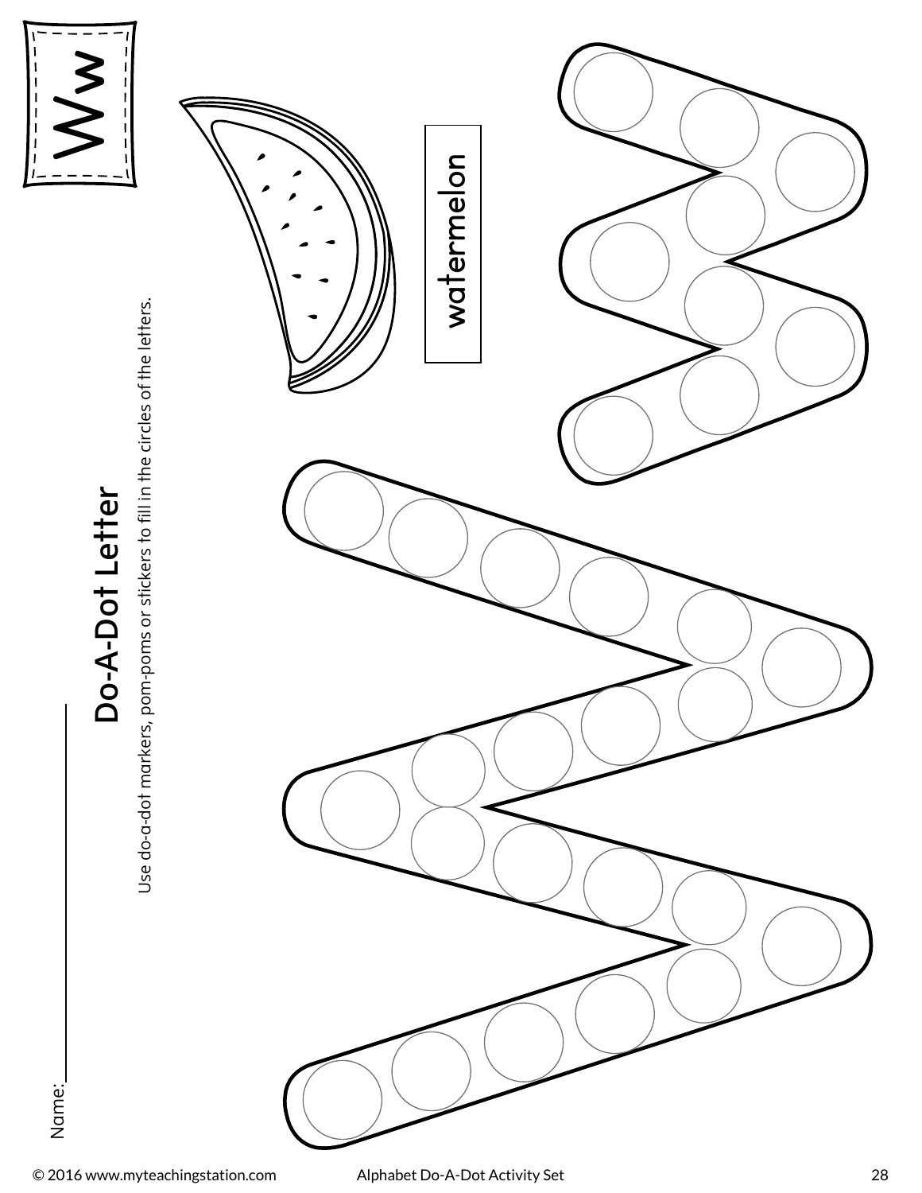Ww

# Do-A-Dot Letter

Use do-a-dot markers, pom-poms or stickers to fill in the circles of the letters.

Name:\_\_\_\_\_\_\_\_\_\_\_\_\_\_\_\_\_\_

watermelon

© 2016 www.myteachingstation.com Alphabet Do-A-Dot Activity Set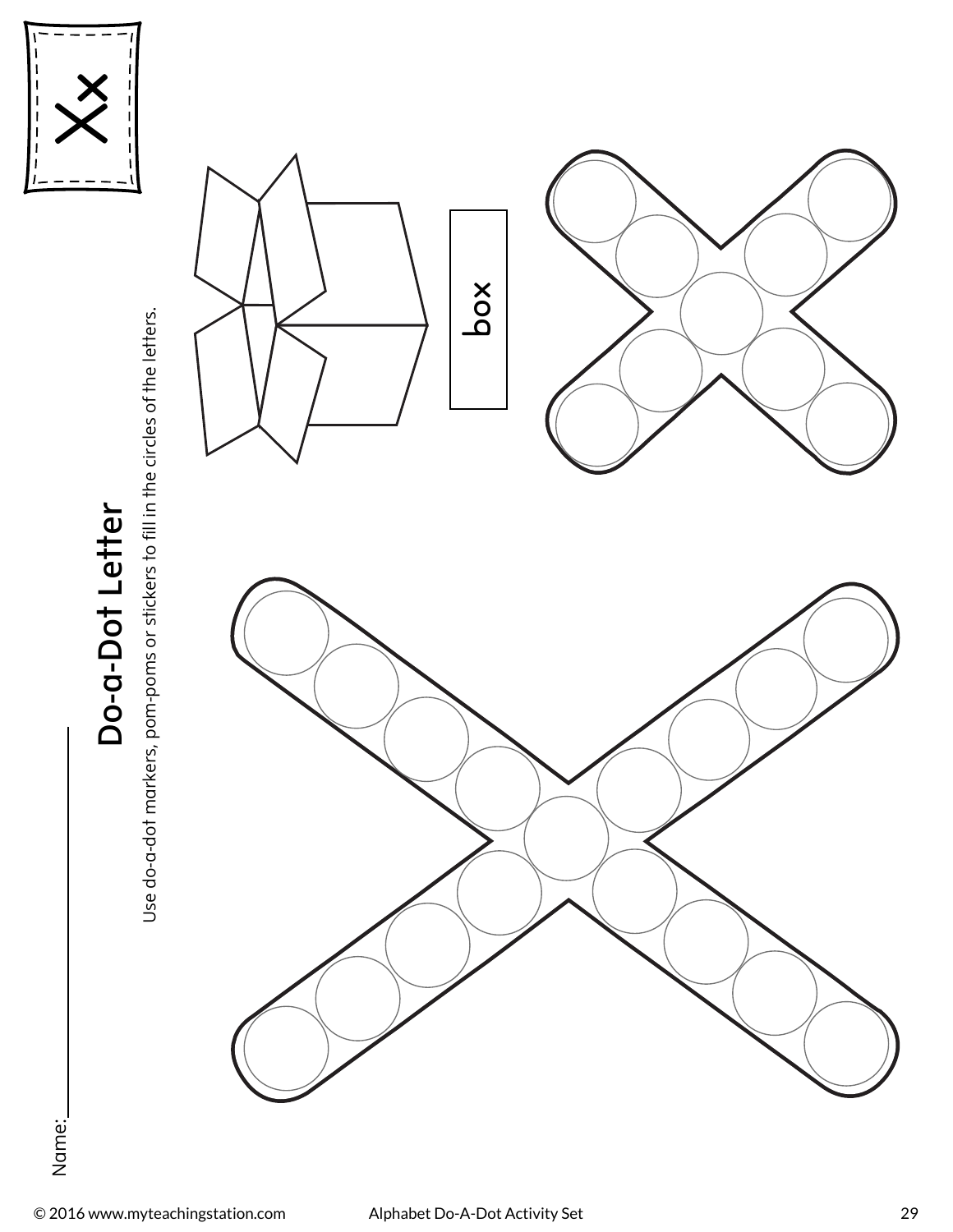# Xx

## Do-a-Dot Letter

Use do-a-dot markers, pom-poms or stickers to fill in the circles of the letters.

box

Name: ____________

© 2016 www.myteachingstation.com Alphabet Do-A-Dot Activity Set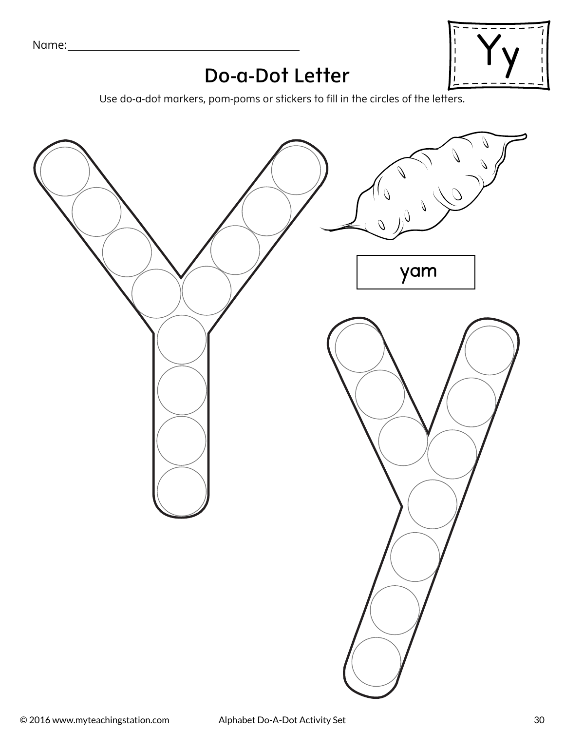Name: ______________________________

Yy

## Do-a-Dot Letter

Use do-a-dot markers, pom-poms or stickers to fill in the circles of the letters.

yam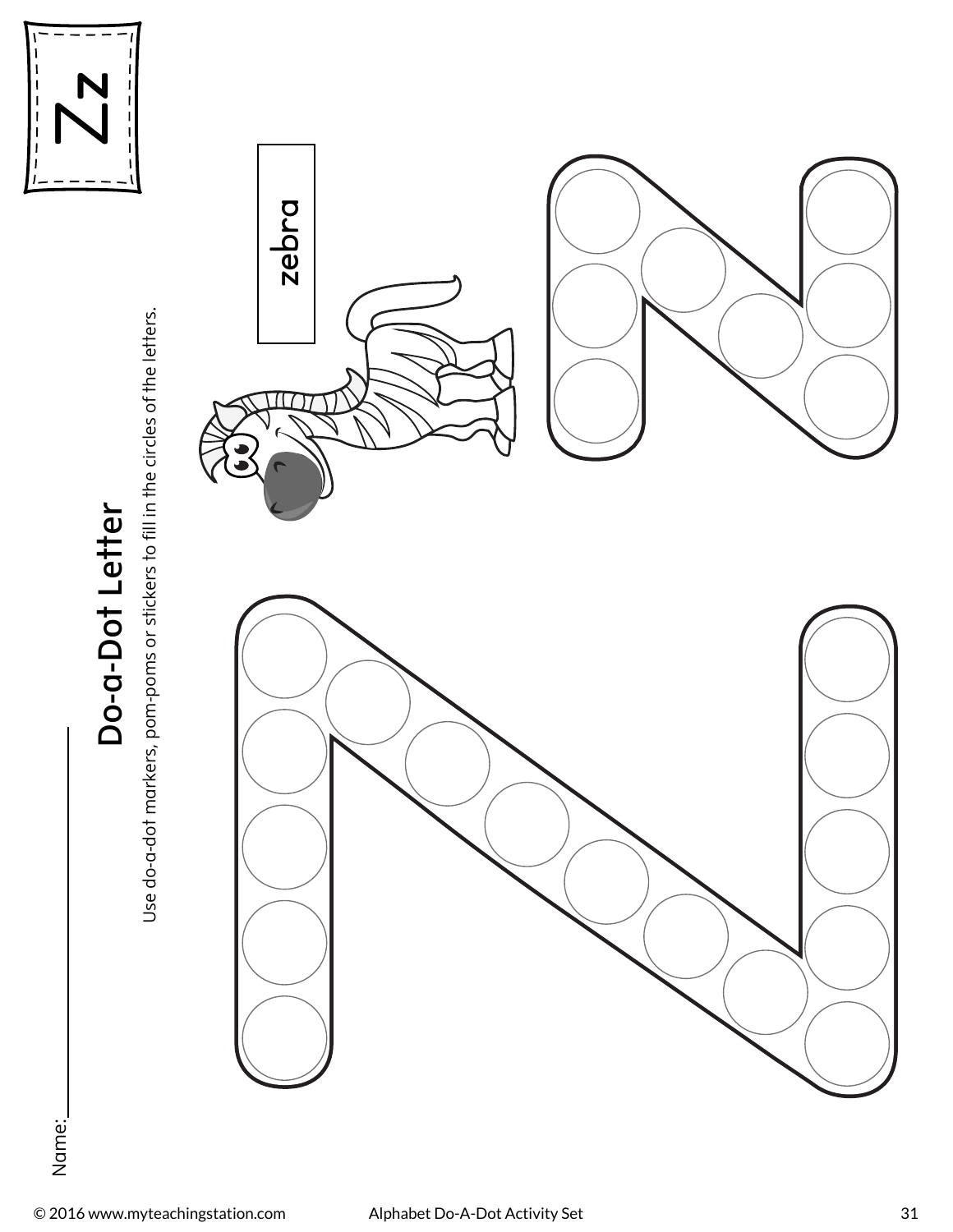Zz

Name:\_\_\_\_\_\_\_\_\_\_\_\_\_\_\_\_\_\_\_\_

## Do-a-Dot Letter

Use do-a-dot markers, pom-poms or stickers to fill in the circles of the letters.

zebra

© 2016 www.myteachingstation.com Alphabet Do-A-Dot Activity Set